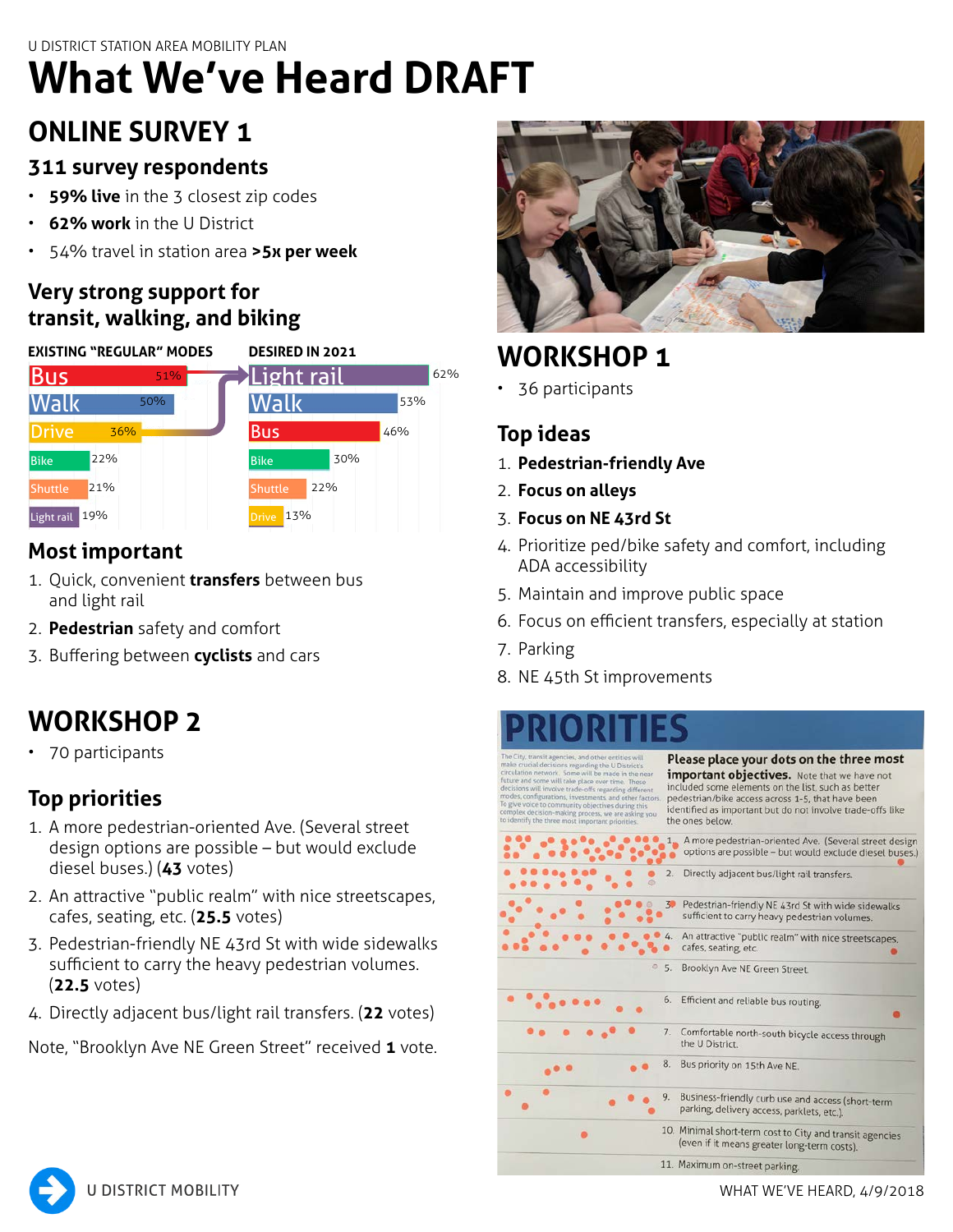U DISTRICT STATION AREA MOBILITY PLAN

# What We've Heard DRAFT

## ONLINE SURVEY 1

### 311 survey respondents

- **59% live** in the 3 closest zip codes
- **62% work** in the U District
- 54% travel in station area **>5x per week**

### Very strong support for transit, walking, and biking

| EXISTING "REGULAR" MODES | | DESIRED IN 2021 | |
|---|---|---|---|
| Bus | 51% | Light rail | 62% |
| Walk | 50% | Walk | 53% |
| Drive | 36% | Bus | 46% |
| Bike | 22% | Bike | 30% |
| Shuttle | 21% | Shuttle | 22% |
| Light rail | 19% | Drive | 13% |

### Most important

1. Quick, convenient **transfers** between bus and light rail
2. **Pedestrian** safety and comfort
3. Buffering between **cyclists** and cars

## WORKSHOP 2

- 70 participants

### Top priorities

1. A more pedestrian-oriented Ave. (Several street design options are possible – but would exclude diesel buses.) (**43** votes)
2. An attractive "public realm" with nice streetscapes, cafes, seating, etc. (**25.5** votes)
3. Pedestrian-friendly NE 43rd St with wide sidewalks sufficient to carry the heavy pedestrian volumes. (**22.5** votes)
4. Directly adjacent bus/light rail transfers. (**22** votes)

Note, "Brooklyn Ave NE Green Street" received **1** vote.

## WORKSHOP 1

- 36 participants

### Top ideas

1. **Pedestrian-friendly Ave**
2. **Focus on alleys**
3. **Focus on NE 43rd St**
4. Prioritize ped/bike safety and comfort, including ADA accessibility
5. Maintain and improve public space
6. Focus on efficient transfers, especially at station
7. Parking
8. NE 45th St improvements

PRIORITIES

The City, transit agencies, and other entities will make crucial decisions regarding the U District's circulation network. Some will be made in the near future and some will take place over time. These decisions will involve trade-offs regarding different modes, configurations, investments, and other factors. To give voice to community objectives during this complex decision-making process, we are asking you to identify the three most important priorities.

**Please place your dots on the three most important objectives.** Note that we have not included some elements on the list, such as better pedestrian/bike access across 1-5, that have been identified as important but do not involve trade-offs like the ones below.

1. A more pedestrian-oriented Ave. (Several street design options are possible – but would exclude diesel buses.)
2. Directly adjacent bus/light rail transfers.
3. Pedestrian-friendly NE 43rd St with wide sidewalks sufficient to carry heavy pedestrian volumes.
4. An attractive "public realm" with nice streetscapes, cafes, seating, etc.
5. Brooklyn Ave NE Green Street.
6. Efficient and reliable bus routing.
7. Comfortable north-south bicycle access through the U District.
8. Bus priority on 15th Ave NE.
9. Business-friendly curb use and access (short-term parking, delivery access, parklets, etc.).
10. Minimal short-term cost to City and transit agencies (even if it means greater long-term costs).
11. Maximum on-street parking.

U DISTRICT MOBILITY

WHAT WE'VE HEARD, 4/9/2018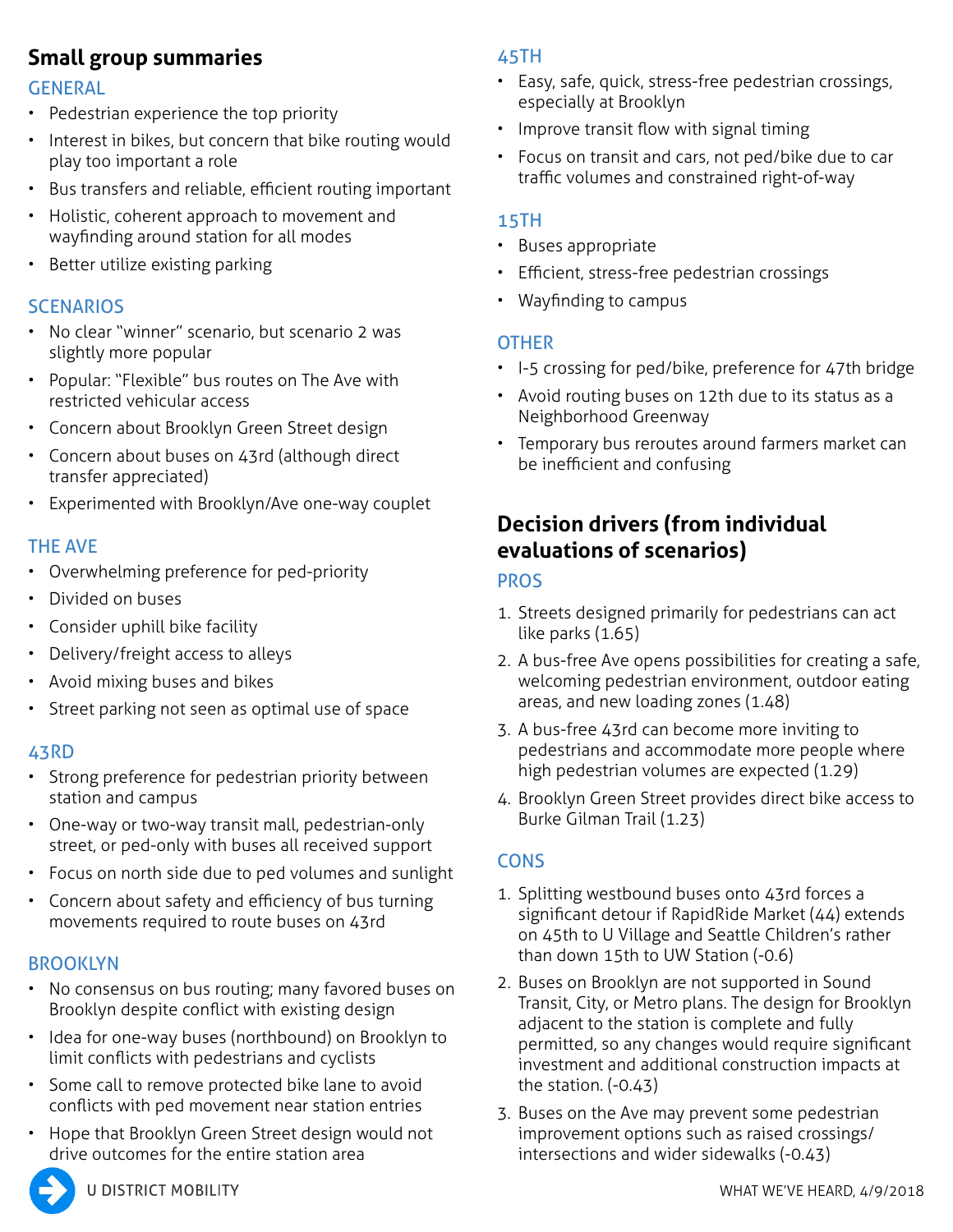## Small group summaries

### GENERAL

- Pedestrian experience the top priority
- Interest in bikes, but concern that bike routing would play too important a role
- Bus transfers and reliable, efficient routing important
- Holistic, coherent approach to movement and wayfinding around station for all modes
- Better utilize existing parking

### SCENARIOS

- No clear "winner" scenario, but scenario 2 was slightly more popular
- Popular: "Flexible" bus routes on The Ave with restricted vehicular access
- Concern about Brooklyn Green Street design
- Concern about buses on 43rd (although direct transfer appreciated)
- Experimented with Brooklyn/Ave one-way couplet

### THE AVE

- Overwhelming preference for ped-priority
- Divided on buses
- Consider uphill bike facility
- Delivery/freight access to alleys
- Avoid mixing buses and bikes
- Street parking not seen as optimal use of space

### 43RD

- Strong preference for pedestrian priority between station and campus
- One-way or two-way transit mall, pedestrian-only street, or ped-only with buses all received support
- Focus on north side due to ped volumes and sunlight
- Concern about safety and efficiency of bus turning movements required to route buses on 43rd

### BROOKLYN

- No consensus on bus routing; many favored buses on Brooklyn despite conflict with existing design
- Idea for one-way buses (northbound) on Brooklyn to limit conflicts with pedestrians and cyclists
- Some call to remove protected bike lane to avoid conflicts with ped movement near station entries
- Hope that Brooklyn Green Street design would not drive outcomes for the entire station area

### 45TH

- Easy, safe, quick, stress-free pedestrian crossings, especially at Brooklyn
- Improve transit flow with signal timing
- Focus on transit and cars, not ped/bike due to car traffic volumes and constrained right-of-way

### 15TH

- Buses appropriate
- Efficient, stress-free pedestrian crossings
- Wayfinding to campus

### OTHER

- I-5 crossing for ped/bike, preference for 47th bridge
- Avoid routing buses on 12th due to its status as a Neighborhood Greenway
- Temporary bus reroutes around farmers market can be inefficient and confusing

## Decision drivers (from individual evaluations of scenarios)

### PROS

1. Streets designed primarily for pedestrians can act like parks (1.65)
2. A bus-free Ave opens possibilities for creating a safe, welcoming pedestrian environment, outdoor eating areas, and new loading zones (1.48)
3. A bus-free 43rd can become more inviting to pedestrians and accommodate more people where high pedestrian volumes are expected (1.29)
4. Brooklyn Green Street provides direct bike access to Burke Gilman Trail (1.23)

### CONS

1. Splitting westbound buses onto 43rd forces a significant detour if RapidRide Market (44) extends on 45th to U Village and Seattle Children's rather than down 15th to UW Station (-0.6)
2. Buses on Brooklyn are not supported in Sound Transit, City, or Metro plans. The design for Brooklyn adjacent to the station is complete and fully permitted, so any changes would require significant investment and additional construction impacts at the station. (-0.43)
3. Buses on the Ave may prevent some pedestrian improvement options such as raised crossings/intersections and wider sidewalks (-0.43)